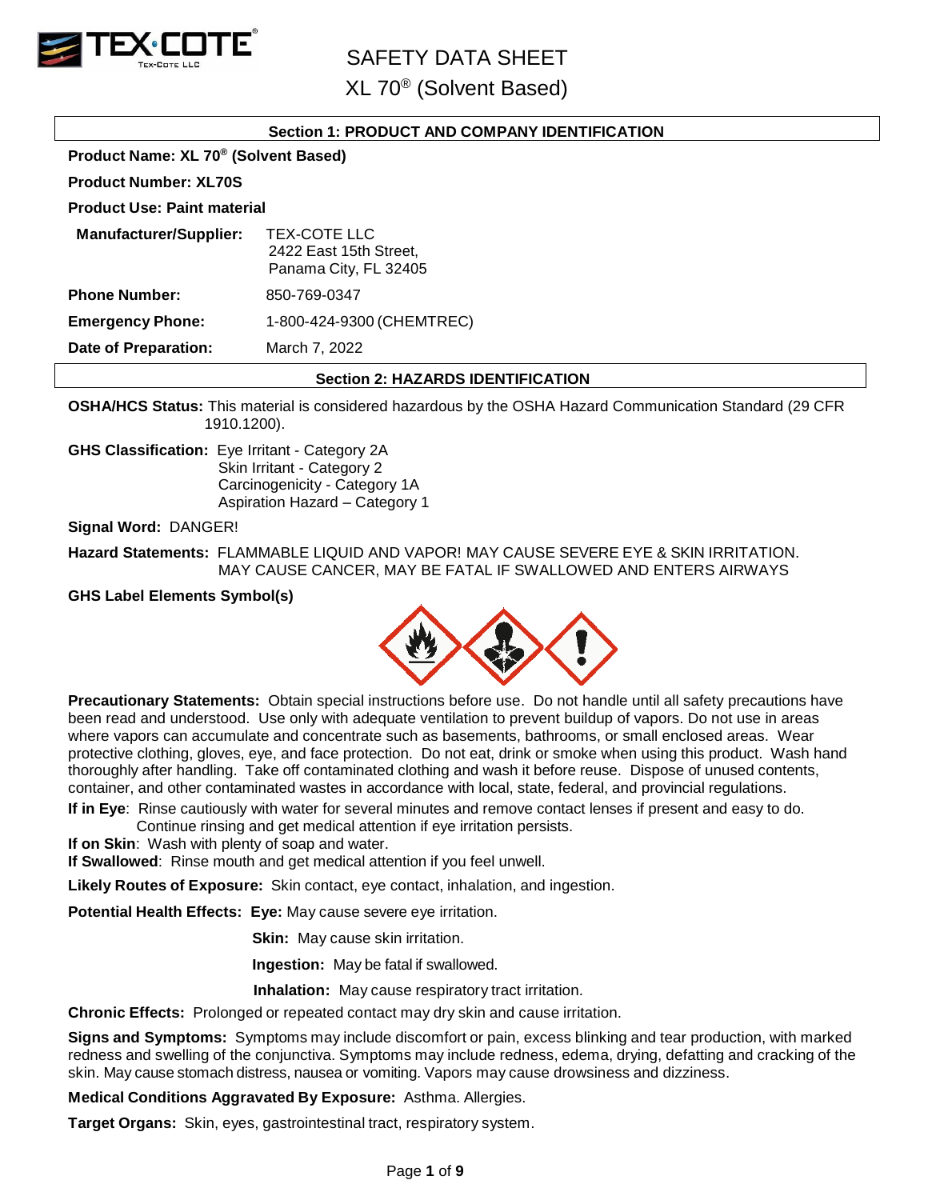# SAFETY DATA SHEET

## XL 70® (Solvent Based)

### Section 1: PRODUCT AND COMPANY IDENTIFICATION

**Product Name: XL 70® (Solvent Based)**

**Product Number: XL70S**

**Product Use: Paint material**

**Manufacturer/Supplier:** TEX-COTE LLC
2422 East 15th Street,
Panama City, FL 32405

**Phone Number:** 850-769-0347

**Emergency Phone:** 1-800-424-9300 (CHEMTREC)

**Date of Preparation:** March 7, 2022

### Section 2: HAZARDS IDENTIFICATION

**OSHA/HCS Status:** This material is considered hazardous by the OSHA Hazard Communication Standard (29 CFR 1910.1200).

**GHS Classification:** Eye Irritant - Category 2A
Skin Irritant - Category 2
Carcinogenicity - Category 1A
Aspiration Hazard – Category 1

**Signal Word:** DANGER!

**Hazard Statements:** FLAMMABLE LIQUID AND VAPOR! MAY CAUSE SEVERE EYE & SKIN IRRITATION. MAY CAUSE CANCER, MAY BE FATAL IF SWALLOWED AND ENTERS AIRWAYS

**GHS Label Elements Symbol(s)**

**Precautionary Statements:** Obtain special instructions before use. Do not handle until all safety precautions have been read and understood. Use only with adequate ventilation to prevent buildup of vapors. Do not use in areas where vapors can accumulate and concentrate such as basements, bathrooms, or small enclosed areas. Wear protective clothing, gloves, eye, and face protection. Do not eat, drink or smoke when using this product. Wash hand thoroughly after handling. Take off contaminated clothing and wash it before reuse. Dispose of unused contents, container, and other contaminated wastes in accordance with local, state, federal, and provincial regulations.

**If in Eye**: Rinse cautiously with water for several minutes and remove contact lenses if present and easy to do. Continue rinsing and get medical attention if eye irritation persists.
**If on Skin**: Wash with plenty of soap and water.
**If Swallowed**: Rinse mouth and get medical attention if you feel unwell.

**Likely Routes of Exposure:** Skin contact, eye contact, inhalation, and ingestion.

**Potential Health Effects:** **Eye:** May cause severe eye irritation.

**Skin:** May cause skin irritation.

**Ingestion:** May be fatal if swallowed.

**Inhalation:** May cause respiratory tract irritation.

**Chronic Effects:** Prolonged or repeated contact may dry skin and cause irritation.

**Signs and Symptoms:** Symptoms may include discomfort or pain, excess blinking and tear production, with marked redness and swelling of the conjunctiva. Symptoms may include redness, edema, drying, defatting and cracking of the skin. May cause stomach distress, nausea or vomiting. Vapors may cause drowsiness and dizziness.

**Medical Conditions Aggravated By Exposure:** Asthma. Allergies.

**Target Organs:** Skin, eyes, gastrointestinal tract, respiratory system.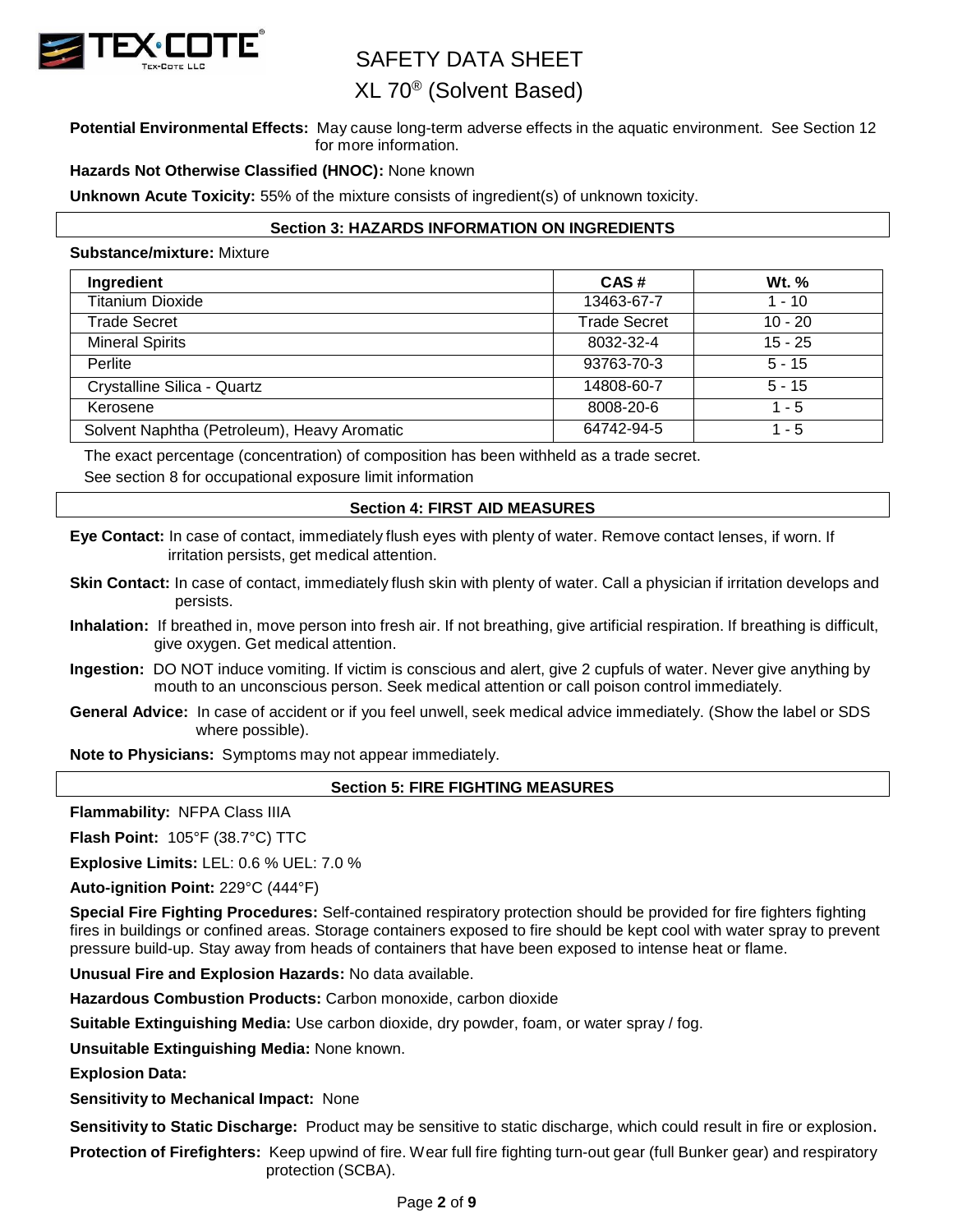**Potential Environmental Effects:** May cause long-term adverse effects in the aquatic environment. See Section 12 for more information.

**Hazards Not Otherwise Classified (HNOC):** None known

**Unknown Acute Toxicity:** 55% of the mixture consists of ingredient(s) of unknown toxicity.

## Section 3: HAZARDS INFORMATION ON INGREDIENTS

**Substance/mixture:** Mixture

| Ingredient | CAS # | Wt. % |
|---|---|---|
| Titanium Dioxide | 13463-67-7 | 1 - 10 |
| Trade Secret | Trade Secret | 10 - 20 |
| Mineral Spirits | 8032-32-4 | 15 - 25 |
| Perlite | 93763-70-3 | 5 - 15 |
| Crystalline Silica - Quartz | 14808-60-7 | 5 - 15 |
| Kerosene | 8008-20-6 | 1 - 5 |
| Solvent Naphtha (Petroleum), Heavy Aromatic | 64742-94-5 | 1 - 5 |

The exact percentage (concentration) of composition has been withheld as a trade secret.
See section 8 for occupational exposure limit information

## Section 4: FIRST AID MEASURES

**Eye Contact:** In case of contact, immediately flush eyes with plenty of water. Remove contact lenses, if worn. If irritation persists, get medical attention.

**Skin Contact:** In case of contact, immediately flush skin with plenty of water. Call a physician if irritation develops and persists.

**Inhalation:** If breathed in, move person into fresh air. If not breathing, give artificial respiration. If breathing is difficult, give oxygen. Get medical attention.

**Ingestion:** DO NOT induce vomiting. If victim is conscious and alert, give 2 cupfuls of water. Never give anything by mouth to an unconscious person. Seek medical attention or call poison control immediately.

**General Advice:** In case of accident or if you feel unwell, seek medical advice immediately. (Show the label or SDS where possible).

**Note to Physicians:** Symptoms may not appear immediately.

## Section 5: FIRE FIGHTING MEASURES

**Flammability:** NFPA Class IIIA

**Flash Point:** 105°F (38.7°C) TTC

**Explosive Limits:** LEL: 0.6 % UEL: 7.0 %

**Auto-ignition Point:** 229°C (444°F)

**Special Fire Fighting Procedures:** Self-contained respiratory protection should be provided for fire fighters fighting fires in buildings or confined areas. Storage containers exposed to fire should be kept cool with water spray to prevent pressure build-up. Stay away from heads of containers that have been exposed to intense heat or flame.

**Unusual Fire and Explosion Hazards:** No data available.

**Hazardous Combustion Products:** Carbon monoxide, carbon dioxide

**Suitable Extinguishing Media:** Use carbon dioxide, dry powder, foam, or water spray / fog.

**Unsuitable Extinguishing Media:** None known.

**Explosion Data:**

**Sensitivity to Mechanical Impact:** None

**Sensitivity to Static Discharge:** Product may be sensitive to static discharge, which could result in fire or explosion.

**Protection of Firefighters:** Keep upwind of fire. Wear full fire fighting turn-out gear (full Bunker gear) and respiratory protection (SCBA).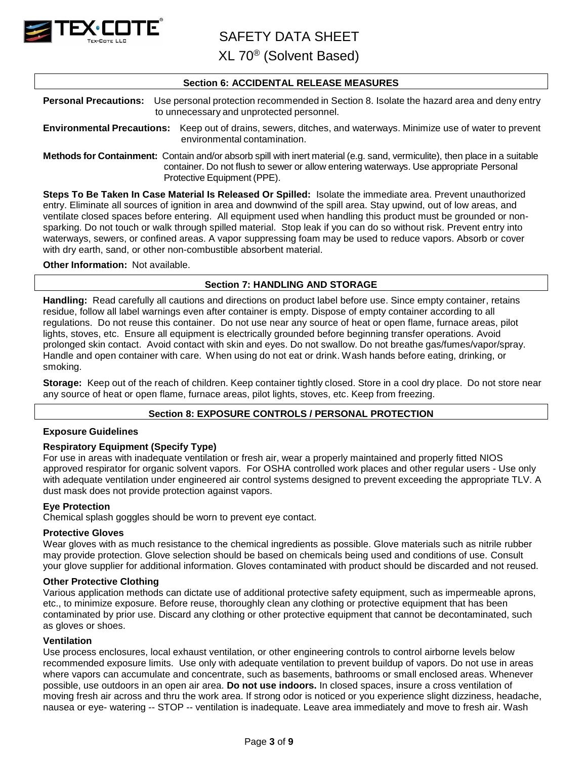## Section 6: ACCIDENTAL RELEASE MEASURES

**Personal Precautions:** Use personal protection recommended in Section 8. Isolate the hazard area and deny entry to unnecessary and unprotected personnel.

**Environmental Precautions:** Keep out of drains, sewers, ditches, and waterways. Minimize use of water to prevent environmental contamination.

**Methods for Containment:** Contain and/or absorb spill with inert material (e.g. sand, vermiculite), then place in a suitable container. Do not flush to sewer or allow entering waterways. Use appropriate Personal Protective Equipment (PPE).

**Steps To Be Taken In Case Material Is Released Or Spilled:** Isolate the immediate area. Prevent unauthorized entry. Eliminate all sources of ignition in area and downwind of the spill area. Stay upwind, out of low areas, and ventilate closed spaces before entering. All equipment used when handling this product must be grounded or non-sparking. Do not touch or walk through spilled material. Stop leak if you can do so without risk. Prevent entry into waterways, sewers, or confined areas. A vapor suppressing foam may be used to reduce vapors. Absorb or cover with dry earth, sand, or other non-combustible absorbent material.

**Other Information:** Not available.

## Section 7: HANDLING AND STORAGE

**Handling:** Read carefully all cautions and directions on product label before use. Since empty container, retains residue, follow all label warnings even after container is empty. Dispose of empty container according to all regulations. Do not reuse this container. Do not use near any source of heat or open flame, furnace areas, pilot lights, stoves, etc. Ensure all equipment is electrically grounded before beginning transfer operations. Avoid prolonged skin contact. Avoid contact with skin and eyes. Do not swallow. Do not breathe gas/fumes/vapor/spray. Handle and open container with care. When using do not eat or drink. Wash hands before eating, drinking, or smoking.

**Storage:** Keep out of the reach of children. Keep container tightly closed. Store in a cool dry place. Do not store near any source of heat or open flame, furnace areas, pilot lights, stoves, etc. Keep from freezing.

## Section 8: EXPOSURE CONTROLS / PERSONAL PROTECTION

**Exposure Guidelines**

**Respiratory Equipment (Specify Type)**
For use in areas with inadequate ventilation or fresh air, wear a properly maintained and properly fitted NIOS approved respirator for organic solvent vapors. For OSHA controlled work places and other regular users - Use only with adequate ventilation under engineered air control systems designed to prevent exceeding the appropriate TLV. A dust mask does not provide protection against vapors.

**Eye Protection**
Chemical splash goggles should be worn to prevent eye contact.

**Protective Gloves**
Wear gloves with as much resistance to the chemical ingredients as possible. Glove materials such as nitrile rubber may provide protection. Glove selection should be based on chemicals being used and conditions of use. Consult your glove supplier for additional information. Gloves contaminated with product should be discarded and not reused.

**Other Protective Clothing**
Various application methods can dictate use of additional protective safety equipment, such as impermeable aprons, etc., to minimize exposure. Before reuse, thoroughly clean any clothing or protective equipment that has been contaminated by prior use. Discard any clothing or other protective equipment that cannot be decontaminated, such as gloves or shoes.

**Ventilation**
Use process enclosures, local exhaust ventilation, or other engineering controls to control airborne levels below recommended exposure limits. Use only with adequate ventilation to prevent buildup of vapors. Do not use in areas where vapors can accumulate and concentrate, such as basements, bathrooms or small enclosed areas. Whenever possible, use outdoors in an open air area. **Do not use indoors.** In closed spaces, insure a cross ventilation of moving fresh air across and thru the work area. If strong odor is noticed or you experience slight dizziness, headache, nausea or eye- watering -- STOP -- ventilation is inadequate. Leave area immediately and move to fresh air. Wash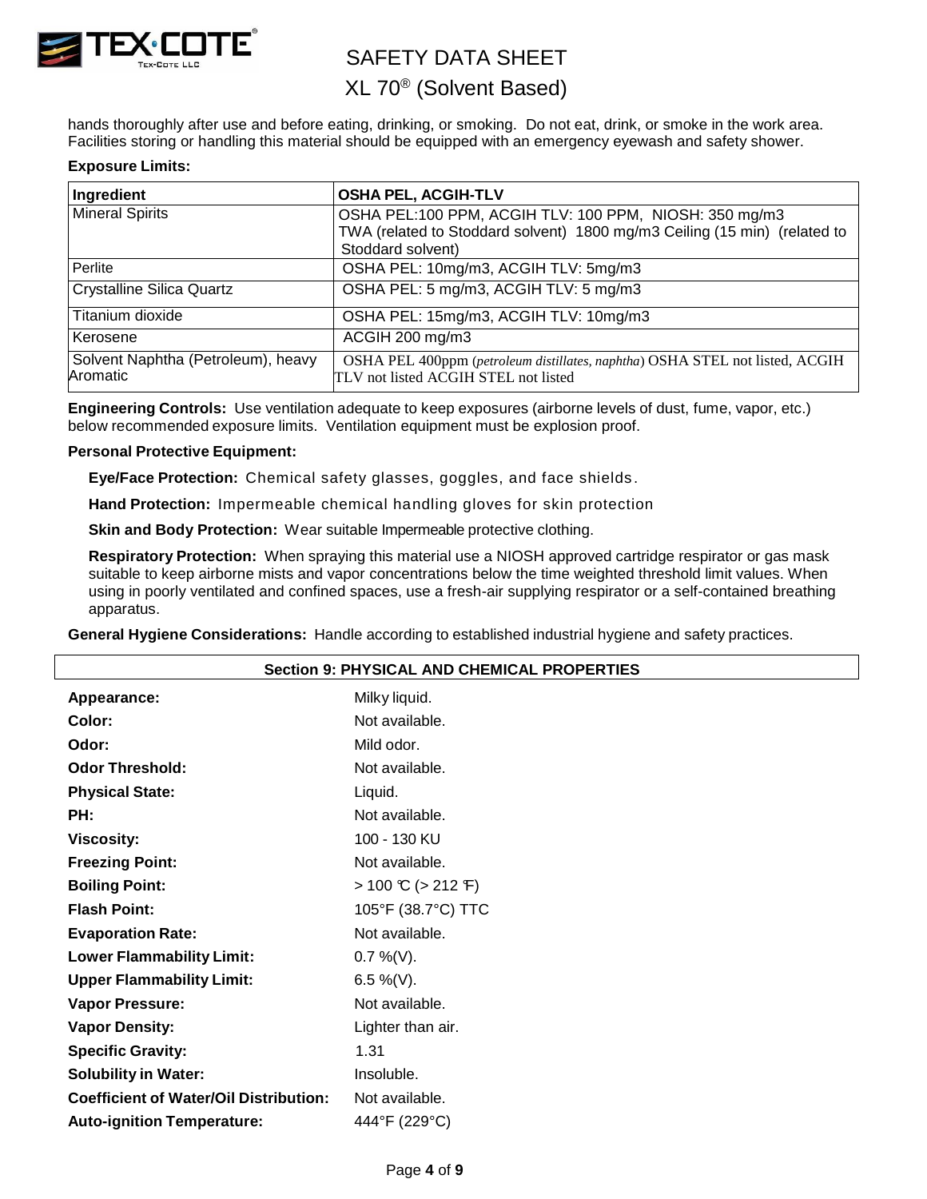hands thoroughly after use and before eating, drinking, or smoking. Do not eat, drink, or smoke in the work area. Facilities storing or handling this material should be equipped with an emergency eyewash and safety shower.

**Exposure Limits:**

| Ingredient | OSHA PEL, ACGIH-TLV |
|---|---|
| Mineral Spirits | OSHA PEL:100 PPM, ACGIH TLV: 100 PPM, NIOSH: 350 mg/m3 TWA (related to Stoddard solvent) 1800 mg/m3 Ceiling (15 min) (related to Stoddard solvent) |
| Perlite | OSHA PEL: 10mg/m3, ACGIH TLV: 5mg/m3 |
| Crystalline Silica Quartz | OSHA PEL: 5 mg/m3, ACGIH TLV: 5 mg/m3 |
| Titanium dioxide | OSHA PEL: 15mg/m3, ACGIH TLV: 10mg/m3 |
| Kerosene | ACGIH 200 mg/m3 |
| Solvent Naphtha (Petroleum), heavy Aromatic | OSHA PEL 400ppm (*petroleum distillates, naphtha*) OSHA STEL not listed, ACGIH TLV not listed ACGIH STEL not listed |

**Engineering Controls:** Use ventilation adequate to keep exposures (airborne levels of dust, fume, vapor, etc.) below recommended exposure limits. Ventilation equipment must be explosion proof.

**Personal Protective Equipment:**

**Eye/Face Protection:** Chemical safety glasses, goggles, and face shields.

**Hand Protection:** Impermeable chemical handling gloves for skin protection

**Skin and Body Protection:** Wear suitable Impermeable protective clothing.

**Respiratory Protection:** When spraying this material use a NIOSH approved cartridge respirator or gas mask suitable to keep airborne mists and vapor concentrations below the time weighted threshold limit values. When using in poorly ventilated and confined spaces, use a fresh-air supplying respirator or a self-contained breathing apparatus.

**General Hygiene Considerations:** Handle according to established industrial hygiene and safety practices.

## Section 9: PHYSICAL AND CHEMICAL PROPERTIES

| | |
|---|---|
| **Appearance:** | Milky liquid. |
| **Color:** | Not available. |
| **Odor:** | Mild odor. |
| **Odor Threshold:** | Not available. |
| **Physical State:** | Liquid. |
| **PH:** | Not available. |
| **Viscosity:** | 100 - 130 KU |
| **Freezing Point:** | Not available. |
| **Boiling Point:** | > 100 ℃ (> 212 ℉) |
| **Flash Point:** | 105°F (38.7°C) TTC |
| **Evaporation Rate:** | Not available. |
| **Lower Flammability Limit:** | 0.7 %(V). |
| **Upper Flammability Limit:** | 6.5 %(V). |
| **Vapor Pressure:** | Not available. |
| **Vapor Density:** | Lighter than air. |
| **Specific Gravity:** | 1.31 |
| **Solubility in Water:** | Insoluble. |
| **Coefficient of Water/Oil Distribution:** | Not available. |
| **Auto-ignition Temperature:** | 444°F (229°C) |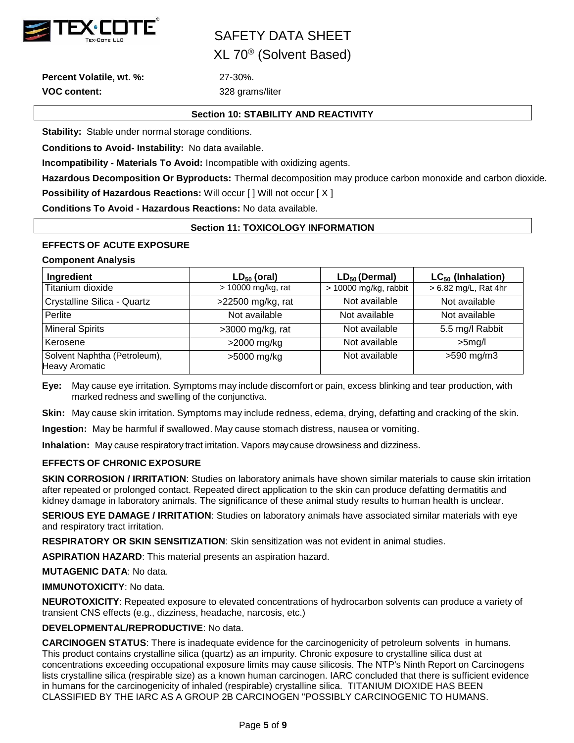**Percent Volatile, wt. %:** 27-30%.

**VOC content:** 328 grams/liter

## Section 10: STABILITY AND REACTIVITY

**Stability:** Stable under normal storage conditions.

**Conditions to Avoid- Instability:** No data available.

**Incompatibility - Materials To Avoid:** Incompatible with oxidizing agents.

**Hazardous Decomposition Or Byproducts:** Thermal decomposition may produce carbon monoxide and carbon dioxide.

**Possibility of Hazardous Reactions:** Will occur [ ] Will not occur [ X ]

**Conditions To Avoid - Hazardous Reactions:** No data available.

## Section 11: TOXICOLOGY INFORMATION

**EFFECTS OF ACUTE EXPOSURE**

**Component Analysis**

| Ingredient | $LD_{50}$ (oral) | $LD_{50}$ (Dermal) | $LC_{50}$ (Inhalation) |
|---|---|---|---|
| Titanium dioxide | > 10000 mg/kg, rat | > 10000 mg/kg, rabbit | > 6.82 mg/L, Rat 4hr |
| Crystalline Silica - Quartz | >22500 mg/kg, rat | Not available | Not available |
| Perlite | Not available | Not available | Not available |
| Mineral Spirits | >3000 mg/kg, rat | Not available | 5.5 mg/l Rabbit |
| Kerosene | >2000 mg/kg | Not available | >5mg/l |
| Solvent Naphtha (Petroleum), Heavy Aromatic | >5000 mg/kg | Not available | >590 mg/m3 |

**Eye:** May cause eye irritation. Symptoms may include discomfort or pain, excess blinking and tear production, with marked redness and swelling of the conjunctiva.

**Skin:** May cause skin irritation. Symptoms may include redness, edema, drying, defatting and cracking of the skin.

**Ingestion:** May be harmful if swallowed. May cause stomach distress, nausea or vomiting.

**Inhalation:** May cause respiratory tract irritation. Vapors may cause drowsiness and dizziness.

**EFFECTS OF CHRONIC EXPOSURE**

**SKIN CORROSION / IRRITATION**: Studies on laboratory animals have shown similar materials to cause skin irritation after repeated or prolonged contact. Repeated direct application to the skin can produce defatting dermatitis and kidney damage in laboratory animals. The significance of these animal study results to human health is unclear.

**SERIOUS EYE DAMAGE / IRRITATION**: Studies on laboratory animals have associated similar materials with eye and respiratory tract irritation.

**RESPIRATORY OR SKIN SENSITIZATION**: Skin sensitization was not evident in animal studies.

**ASPIRATION HAZARD**: This material presents an aspiration hazard.

**MUTAGENIC DATA**: No data.

**IMMUNOTOXICITY**: No data.

**NEUROTOXICITY**: Repeated exposure to elevated concentrations of hydrocarbon solvents can produce a variety of transient CNS effects (e.g., dizziness, headache, narcosis, etc.)

**DEVELOPMENTAL/REPRODUCTIVE**: No data.

**CARCINOGEN STATUS**: There is inadequate evidence for the carcinogenicity of petroleum solvents in humans. This product contains crystalline silica (quartz) as an impurity. Chronic exposure to crystalline silica dust at concentrations exceeding occupational exposure limits may cause silicosis. The NTP's Ninth Report on Carcinogens lists crystalline silica (respirable size) as a known human carcinogen. IARC concluded that there is sufficient evidence in humans for the carcinogenicity of inhaled (respirable) crystalline silica. TITANIUM DIOXIDE HAS BEEN CLASSIFIED BY THE IARC AS A GROUP 2B CARCINOGEN "POSSIBLY CARCINOGENIC TO HUMANS.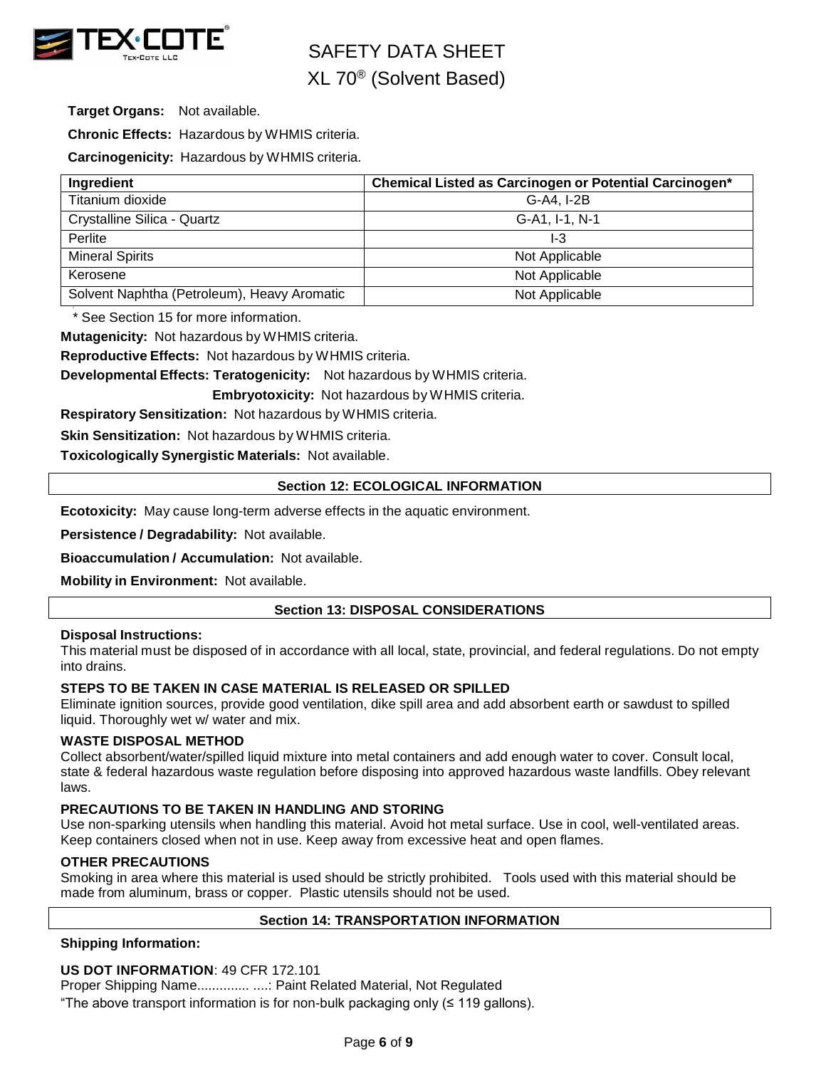**Target Organs:** Not available.

**Chronic Effects:** Hazardous by WHMIS criteria.

**Carcinogenicity:** Hazardous by WHMIS criteria.

| Ingredient | Chemical Listed as Carcinogen or Potential Carcinogen* |
| --- | --- |
| Titanium dioxide | G-A4, I-2B |
| Crystalline Silica - Quartz | G-A1, I-1, N-1 |
| Perlite | I-3 |
| Mineral Spirits | Not Applicable |
| Kerosene | Not Applicable |
| Solvent Naphtha (Petroleum), Heavy Aromatic | Not Applicable |

\* See Section 15 for more information.

**Mutagenicity:** Not hazardous by WHMIS criteria.

**Reproductive Effects:** Not hazardous by WHMIS criteria.

**Developmental Effects: Teratogenicity:** Not hazardous by WHMIS criteria.

**Embryotoxicity:** Not hazardous by WHMIS criteria.

**Respiratory Sensitization:** Not hazardous by WHMIS criteria.

**Skin Sensitization:** Not hazardous by WHMIS criteria.

**Toxicologically Synergistic Materials:** Not available.

## Section 12: ECOLOGICAL INFORMATION

**Ecotoxicity:** May cause long-term adverse effects in the aquatic environment.

**Persistence / Degradability:** Not available.

**Bioaccumulation / Accumulation:** Not available.

**Mobility in Environment:** Not available.

## Section 13: DISPOSAL CONSIDERATIONS

**Disposal Instructions:**

This material must be disposed of in accordance with all local, state, provincial, and federal regulations. Do not empty into drains.

**STEPS TO BE TAKEN IN CASE MATERIAL IS RELEASED OR SPILLED**

Eliminate ignition sources, provide good ventilation, dike spill area and add absorbent earth or sawdust to spilled liquid. Thoroughly wet w/ water and mix.

**WASTE DISPOSAL METHOD**

Collect absorbent/water/spilled liquid mixture into metal containers and add enough water to cover. Consult local, state & federal hazardous waste regulation before disposing into approved hazardous waste landfills. Obey relevant laws.

**PRECAUTIONS TO BE TAKEN IN HANDLING AND STORING**

Use non-sparking utensils when handling this material. Avoid hot metal surface. Use in cool, well-ventilated areas. Keep containers closed when not in use. Keep away from excessive heat and open flames.

**OTHER PRECAUTIONS**

Smoking in area where this material is used should be strictly prohibited. Tools used with this material should be made from aluminum, brass or copper. Plastic utensils should not be used.

## Section 14: TRANSPORTATION INFORMATION

**Shipping Information:**

**US DOT INFORMATION**: 49 CFR 172.101

Proper Shipping Name.............. ....: Paint Related Material, Not Regulated

"The above transport information is for non-bulk packaging only (≤ 119 gallons).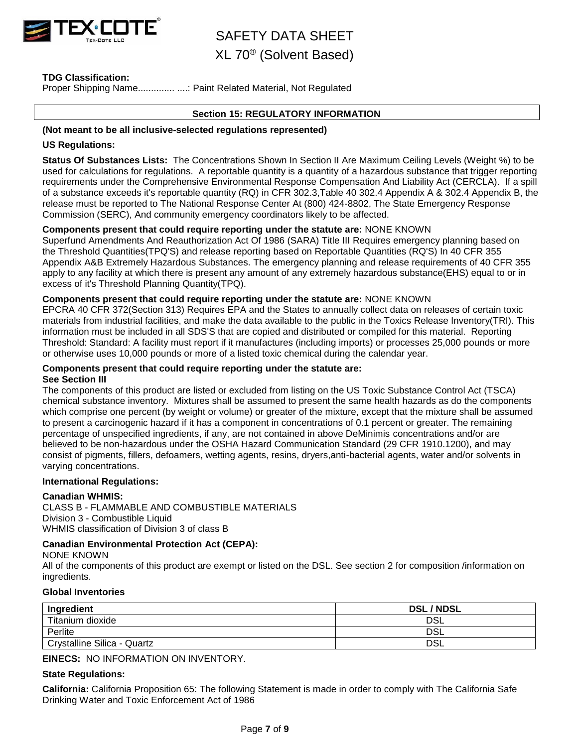**TDG Classification:**
Proper Shipping Name.............. ....: Paint Related Material, Not Regulated

## Section 15: REGULATORY INFORMATION

**(Not meant to be all inclusive-selected regulations represented)**

**US Regulations:**

**Status Of Substances Lists:** The Concentrations Shown In Section II Are Maximum Ceiling Levels (Weight %) to be used for calculations for regulations. A reportable quantity is a quantity of a hazardous substance that trigger reporting requirements under the Comprehensive Environmental Response Compensation And Liability Act (CERCLA). If a spill of a substance exceeds it's reportable quantity (RQ) in CFR 302.3,Table 40 302.4 Appendix A & 302.4 Appendix B, the release must be reported to The National Response Center At (800) 424-8802, The State Emergency Response Commission (SERC), And community emergency coordinators likely to be affected.

**Components present that could require reporting under the statute are:** NONE KNOWN
Superfund Amendments And Reauthorization Act Of 1986 (SARA) Title III Requires emergency planning based on the Threshold Quantities(TPQ'S) and release reporting based on Reportable Quantities (RQ'S) In 40 CFR 355 Appendix A&B Extremely Hazardous Substances. The emergency planning and release requirements of 40 CFR 355 apply to any facility at which there is present any amount of any extremely hazardous substance(EHS) equal to or in excess of it's Threshold Planning Quantity(TPQ).

**Components present that could require reporting under the statute are:** NONE KNOWN
EPCRA 40 CFR 372(Section 313) Requires EPA and the States to annually collect data on releases of certain toxic materials from industrial facilities, and make the data available to the public in the Toxics Release Inventory(TRI). This information must be included in all SDS'S that are copied and distributed or compiled for this material. Reporting Threshold: Standard: A facility must report if it manufactures (including imports) or processes 25,000 pounds or more or otherwise uses 10,000 pounds or more of a listed toxic chemical during the calendar year.

**Components present that could require reporting under the statute are:**
**See Section III**
The components of this product are listed or excluded from listing on the US Toxic Substance Control Act (TSCA) chemical substance inventory. Mixtures shall be assumed to present the same health hazards as do the components which comprise one percent (by weight or volume) or greater of the mixture, except that the mixture shall be assumed to present a carcinogenic hazard if it has a component in concentrations of 0.1 percent or greater. The remaining percentage of unspecified ingredients, if any, are not contained in above DeMinimis concentrations and/or are believed to be non-hazardous under the OSHA Hazard Communication Standard (29 CFR 1910.1200), and may consist of pigments, fillers, defoamers, wetting agents, resins, dryers,anti-bacterial agents, water and/or solvents in varying concentrations.

**International Regulations:**

**Canadian WHMIS:**
CLASS B - FLAMMABLE AND COMBUSTIBLE MATERIALS
Division 3 - Combustible Liquid
WHMIS classification of Division 3 of class B

**Canadian Environmental Protection Act (CEPA):**
NONE KNOWN
All of the components of this product are exempt or listed on the DSL. See section 2 for composition /information on ingredients.

**Global Inventories**

| Ingredient | DSL / NDSL |
|---|---|
| Titanium dioxide | DSL |
| Perlite | DSL |
| Crystalline Silica - Quartz | DSL |

**EINECS:** NO INFORMATION ON INVENTORY.

**State Regulations:**

**California:** California Proposition 65: The following Statement is made in order to comply with The California Safe Drinking Water and Toxic Enforcement Act of 1986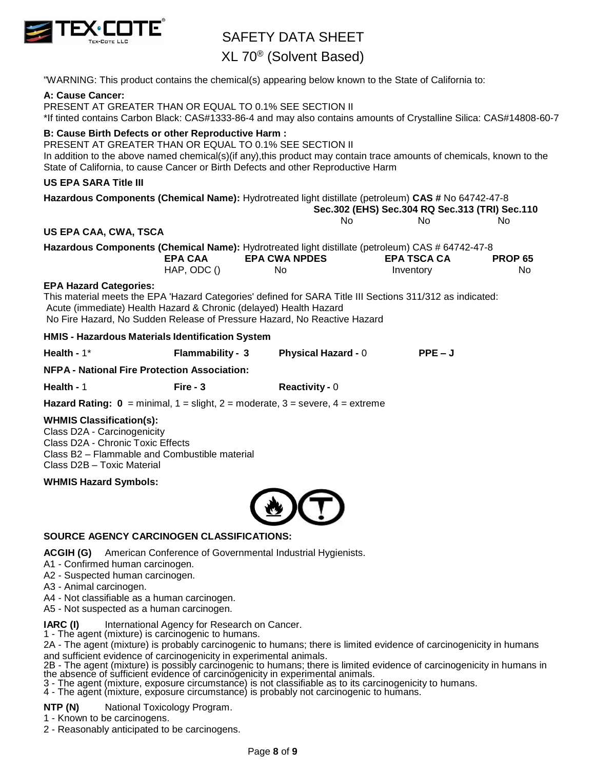"WARNING: This product contains the chemical(s) appearing below known to the State of California to:

**A: Cause Cancer:**
PRESENT AT GREATER THAN OR EQUAL TO 0.1% SEE SECTION II
*If tinted contains Carbon Black: CAS#1333-86-4 and may also contains amounts of Crystalline Silica: CAS#14808-60-7

**B: Cause Birth Defects or other Reproductive Harm :**
PRESENT AT GREATER THAN OR EQUAL TO 0.1% SEE SECTION II
In addition to the above named chemical(s)(if any),this product may contain trace amounts of chemicals, known to the State of California, to cause Cancer or Birth Defects and other Reproductive Harm

**US EPA SARA Title III**

**Hazardous Components (Chemical Name):** Hydrotreated light distillate (petroleum) **CAS #** No 64742-47-8

| Sec.302 (EHS) | Sec.304 RQ | Sec.313 (TRI) Sec.110 |
|---|---|---|
| No | No | No |

**US EPA CAA, CWA, TSCA**

**Hazardous Components (Chemical Name):** Hydrotreated light distillate (petroleum) CAS # 64742-47-8

| EPA CAA | EPA CWA NPDES | EPA TSCA CA | PROP 65 |
|---|---|---|---|
| HAP, ODC () | No | Inventory | No |

**EPA Hazard Categories:**
This material meets the EPA 'Hazard Categories' defined for SARA Title III Sections 311/312 as indicated:
Acute (immediate) Health Hazard & Chronic (delayed) Health Hazard
No Fire Hazard, No Sudden Release of Pressure Hazard, No Reactive Hazard

**HMIS - Hazardous Materials Identification System**

**Health -** 1* **Flammability - 3** **Physical Hazard -** 0 **PPE – J**

**NFPA - National Fire Protection Association:**

**Health -** 1 **Fire - 3** **Reactivity -** 0

**Hazard Rating: 0** = minimal, 1 = slight, 2 = moderate, 3 = severe, 4 = extreme

**WHMIS Classification(s):**
Class D2A - Carcinogenicity
Class D2A - Chronic Toxic Effects
Class B2 – Flammable and Combustible material
Class D2B – Toxic Material

**WHMIS Hazard Symbols:**

**SOURCE AGENCY CARCINOGEN CLASSIFICATIONS:**

**ACGIH (G)** American Conference of Governmental Industrial Hygienists.
A1 - Confirmed human carcinogen.
A2 - Suspected human carcinogen.
A3 - Animal carcinogen.
A4 - Not classifiable as a human carcinogen.
A5 - Not suspected as a human carcinogen.

**IARC (I)** International Agency for Research on Cancer.
1 - The agent (mixture) is carcinogenic to humans.
2A - The agent (mixture) is probably carcinogenic to humans; there is limited evidence of carcinogenicity in humans and sufficient evidence of carcinogenicity in experimental animals.
2B - The agent (mixture) is possibly carcinogenic to humans; there is limited evidence of carcinogenicity in humans in the absence of sufficient evidence of carcinogenicity in experimental animals.
3 - The agent (mixture, exposure circumstance) is not classifiable as to its carcinogenicity to humans.
4 - The agent (mixture, exposure circumstance) is probably not carcinogenic to humans.

**NTP (N)** National Toxicology Program.
1 - Known to be carcinogens.
2 - Reasonably anticipated to be carcinogens.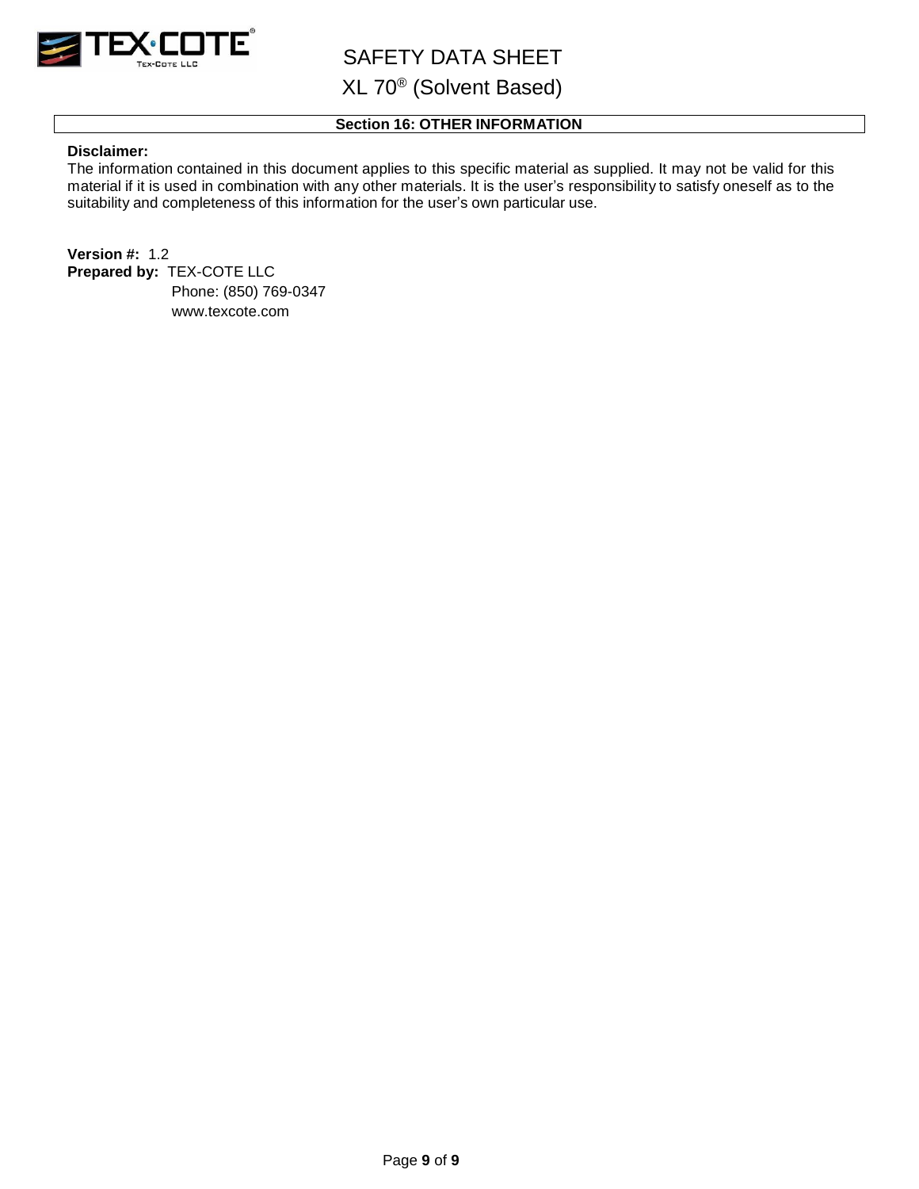## Section 16: OTHER INFORMATION

**Disclaimer:**
The information contained in this document applies to this specific material as supplied. It may not be valid for this material if it is used in combination with any other materials. It is the user's responsibility to satisfy oneself as to the suitability and completeness of this information for the user's own particular use.

**Version #:** 1.2
**Prepared by:** TEX-COTE LLC
Phone: (850) 769-0347
www.texcote.com